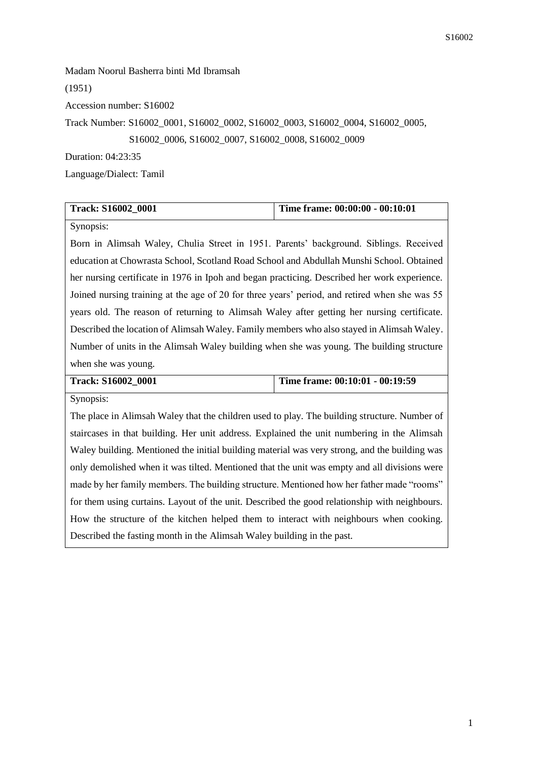Madam Noorul Basherra binti Md Ibramsah

(1951)

Accession number: S16002

Track Number: S16002_0001, S16002_0002, S16002_0003, S16002_0004, S16002_0005, S16002_0006, S16002_0007, S16002_0008, S16002_0009

Duration: 04:23:35

Language/Dialect: Tamil

| **Track: S16002_0001** | **Time frame: 00:00:00 - 00:10:01** |
|---|---|
| Synopsis: Born in Alimsah Waley, Chulia Street in 1951. Parents' background. Siblings. Received education at Chowrasta School, Scotland Road School and Abdullah Munshi School. Obtained her nursing certificate in 1976 in Ipoh and began practicing. Described her work experience. Joined nursing training at the age of 20 for three years' period, and retired when she was 55 years old. The reason of returning to Alimsah Waley after getting her nursing certificate. Described the location of Alimsah Waley. Family members who also stayed in Alimsah Waley. Number of units in the Alimsah Waley building when she was young. The building structure when she was young. | |
| **Track: S16002_0001** | **Time frame: 00:10:01 - 00:19:59** |
| Synopsis: The place in Alimsah Waley that the children used to play. The building structure. Number of staircases in that building. Her unit address. Explained the unit numbering in the Alimsah Waley building. Mentioned the initial building material was very strong, and the building was only demolished when it was tilted. Mentioned that the unit was empty and all divisions were made by her family members. The building structure. Mentioned how her father made "rooms" for them using curtains. Layout of the unit. Described the good relationship with neighbours. How the structure of the kitchen helped them to interact with neighbours when cooking. Described the fasting month in the Alimsah Waley building in the past. | |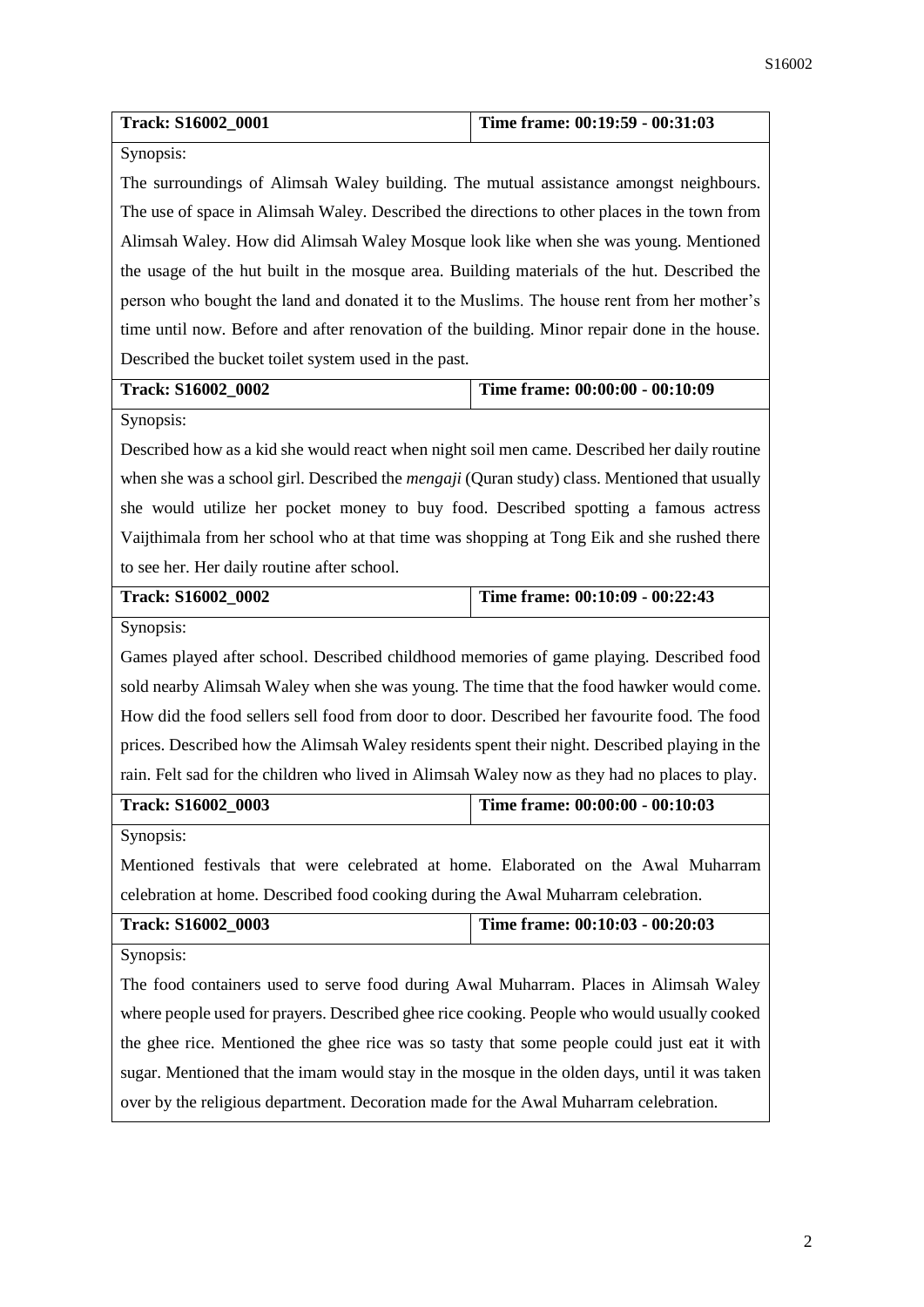| Track: S16002_0001 | Time frame: 00:19:59 - 00:31:03 |
|---|---|
| Synopsis: | |
| The surroundings of Alimsah Waley building. The mutual assistance amongst neighbours. The use of space in Alimsah Waley. Described the directions to other places in the town from Alimsah Waley. How did Alimsah Waley Mosque look like when she was young. Mentioned the usage of the hut built in the mosque area. Building materials of the hut. Described the person who bought the land and donated it to the Muslims. The house rent from her mother's time until now. Before and after renovation of the building. Minor repair done in the house. Described the bucket toilet system used in the past. | |

| Track: S16002_0002 | Time frame: 00:00:00 - 00:10:09 |
|---|---|
| Synopsis: | |
| Described how as a kid she would react when night soil men came. Described her daily routine when she was a school girl. Described the *mengaji* (Quran study) class. Mentioned that usually she would utilize her pocket money to buy food. Described spotting a famous actress Vaijthimala from her school who at that time was shopping at Tong Eik and she rushed there to see her. Her daily routine after school. | |

| Track: S16002_0002 | Time frame: 00:10:09 - 00:22:43 |
|---|---|
| Synopsis: | |
| Games played after school. Described childhood memories of game playing. Described food sold nearby Alimsah Waley when she was young. The time that the food hawker would come. How did the food sellers sell food from door to door. Described her favourite food. The food prices. Described how the Alimsah Waley residents spent their night. Described playing in the rain. Felt sad for the children who lived in Alimsah Waley now as they had no places to play. | |

| Track: S16002_0003 | Time frame: 00:00:00 - 00:10:03 |
|---|---|
| Synopsis: | |
| Mentioned festivals that were celebrated at home. Elaborated on the Awal Muharram celebration at home. Described food cooking during the Awal Muharram celebration. | |

| Track: S16002_0003 | Time frame: 00:10:03 - 00:20:03 |
|---|---|
| Synopsis: | |
| The food containers used to serve food during Awal Muharram. Places in Alimsah Waley where people used for prayers. Described ghee rice cooking. People who would usually cooked the ghee rice. Mentioned the ghee rice was so tasty that some people could just eat it with sugar. Mentioned that the imam would stay in the mosque in the olden days, until it was taken over by the religious department. Decoration made for the Awal Muharram celebration. | |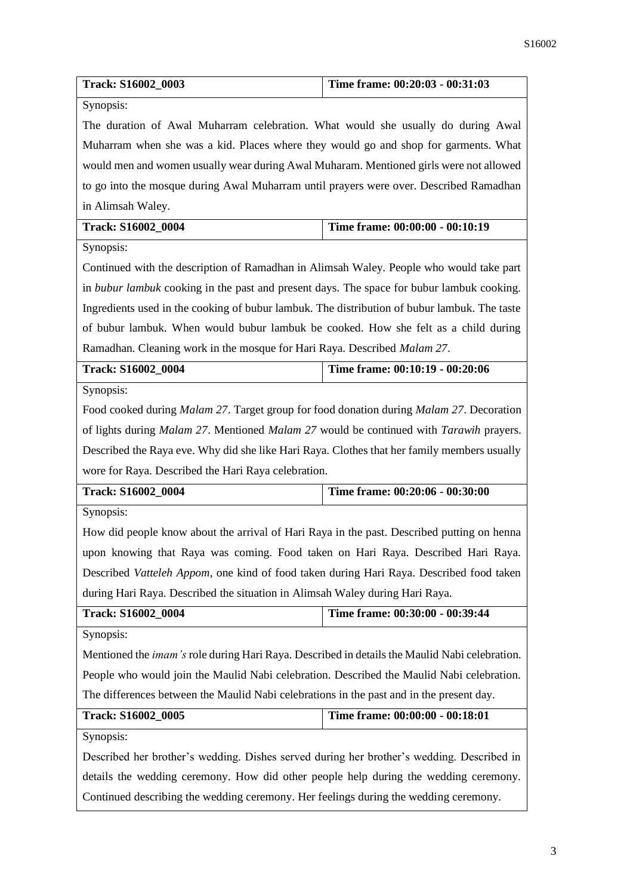| **Track: S16002_0003** | **Time frame: 00:20:03 - 00:31:03** |
|---|---|
| Synopsis: The duration of Awal Muharram celebration. What would she usually do during Awal Muharram when she was a kid. Places where they would go and shop for garments. What would men and women usually wear during Awal Muharam. Mentioned girls were not allowed to go into the mosque during Awal Muharram until prayers were over. Described Ramadhan in Alimsah Waley. | |
| **Track: S16002_0004** | **Time frame: 00:00:00 - 00:10:19** |
| Synopsis: Continued with the description of Ramadhan in Alimsah Waley. People who would take part in *bubur lambuk* cooking in the past and present days. The space for bubur lambuk cooking. Ingredients used in the cooking of bubur lambuk. The distribution of bubur lambuk. The taste of bubur lambuk. When would bubur lambuk be cooked. How she felt as a child during Ramadhan. Cleaning work in the mosque for Hari Raya. Described *Malam 27*. | |
| **Track: S16002_0004** | **Time frame: 00:10:19 - 00:20:06** |
| Synopsis: Food cooked during *Malam 27*. Target group for food donation during *Malam 27*. Decoration of lights during *Malam 27*. Mentioned *Malam 27* would be continued with *Tarawih* prayers. Described the Raya eve. Why did she like Hari Raya. Clothes that her family members usually wore for Raya. Described the Hari Raya celebration. | |
| **Track: S16002_0004** | **Time frame: 00:20:06 - 00:30:00** |
| Synopsis: How did people know about the arrival of Hari Raya in the past. Described putting on henna upon knowing that Raya was coming. Food taken on Hari Raya. Described Hari Raya. Described *Vatteleh Appom*, one kind of food taken during Hari Raya. Described food taken during Hari Raya. Described the situation in Alimsah Waley during Hari Raya. | |
| **Track: S16002_0004** | **Time frame: 00:30:00 - 00:39:44** |
| Synopsis: Mentioned the *imam's* role during Hari Raya. Described in details the Maulid Nabi celebration. People who would join the Maulid Nabi celebration. Described the Maulid Nabi celebration. The differences between the Maulid Nabi celebrations in the past and in the present day. | |
| **Track: S16002_0005** | **Time frame: 00:00:00 - 00:18:01** |
| Synopsis: Described her brother's wedding. Dishes served during her brother's wedding. Described in details the wedding ceremony. How did other people help during the wedding ceremony. Continued describing the wedding ceremony. Her feelings during the wedding ceremony. | |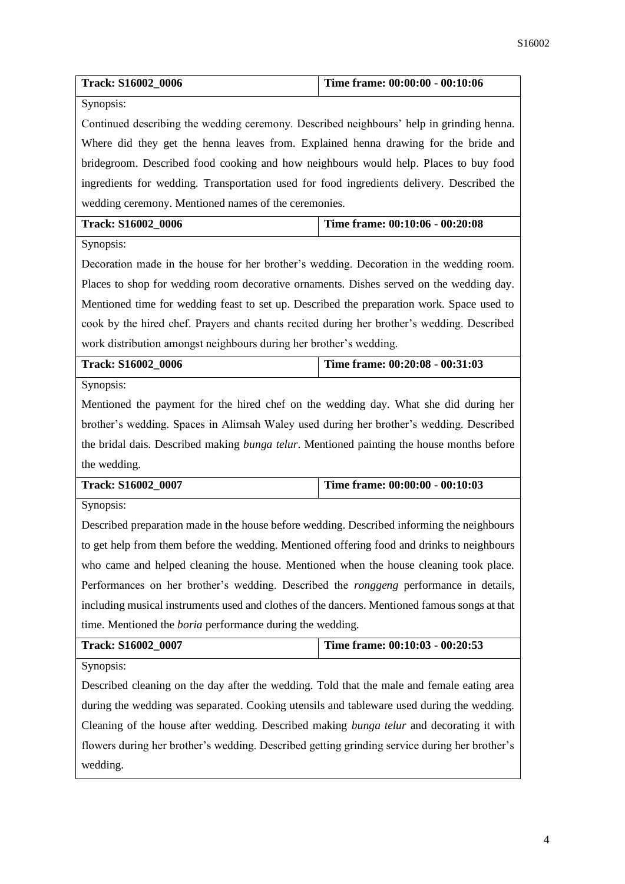| Track: S16002_0006 | Time frame: 00:00:00 - 00:10:06 |
|---|---|
| Synopsis:<br>Continued describing the wedding ceremony. Described neighbours' help in grinding henna. Where did they get the henna leaves from. Explained henna drawing for the bride and bridegroom. Described food cooking and how neighbours would help. Places to buy food ingredients for wedding. Transportation used for food ingredients delivery. Described the wedding ceremony. Mentioned names of the ceremonies. | |
| **Track: S16002_0006** | **Time frame: 00:10:06 - 00:20:08** |
| Synopsis:<br>Decoration made in the house for her brother's wedding. Decoration in the wedding room. Places to shop for wedding room decorative ornaments. Dishes served on the wedding day. Mentioned time for wedding feast to set up. Described the preparation work. Space used to cook by the hired chef. Prayers and chants recited during her brother's wedding. Described work distribution amongst neighbours during her brother's wedding. | |
| **Track: S16002_0006** | **Time frame: 00:20:08 - 00:31:03** |
| Synopsis:<br>Mentioned the payment for the hired chef on the wedding day. What she did during her brother's wedding. Spaces in Alimsah Waley used during her brother's wedding. Described the bridal dais. Described making *bunga telur*. Mentioned painting the house months before the wedding. | |
| **Track: S16002_0007** | **Time frame: 00:00:00 - 00:10:03** |
| Synopsis:<br>Described preparation made in the house before wedding. Described informing the neighbours to get help from them before the wedding. Mentioned offering food and drinks to neighbours who came and helped cleaning the house. Mentioned when the house cleaning took place. Performances on her brother's wedding. Described the *ronggeng* performance in details, including musical instruments used and clothes of the dancers. Mentioned famous songs at that time. Mentioned the *boria* performance during the wedding. | |
| **Track: S16002_0007** | **Time frame: 00:10:03 - 00:20:53** |
| Synopsis:<br>Described cleaning on the day after the wedding. Told that the male and female eating area during the wedding was separated. Cooking utensils and tableware used during the wedding. Cleaning of the house after wedding. Described making *bunga telur* and decorating it with flowers during her brother's wedding. Described getting grinding service during her brother's wedding. | |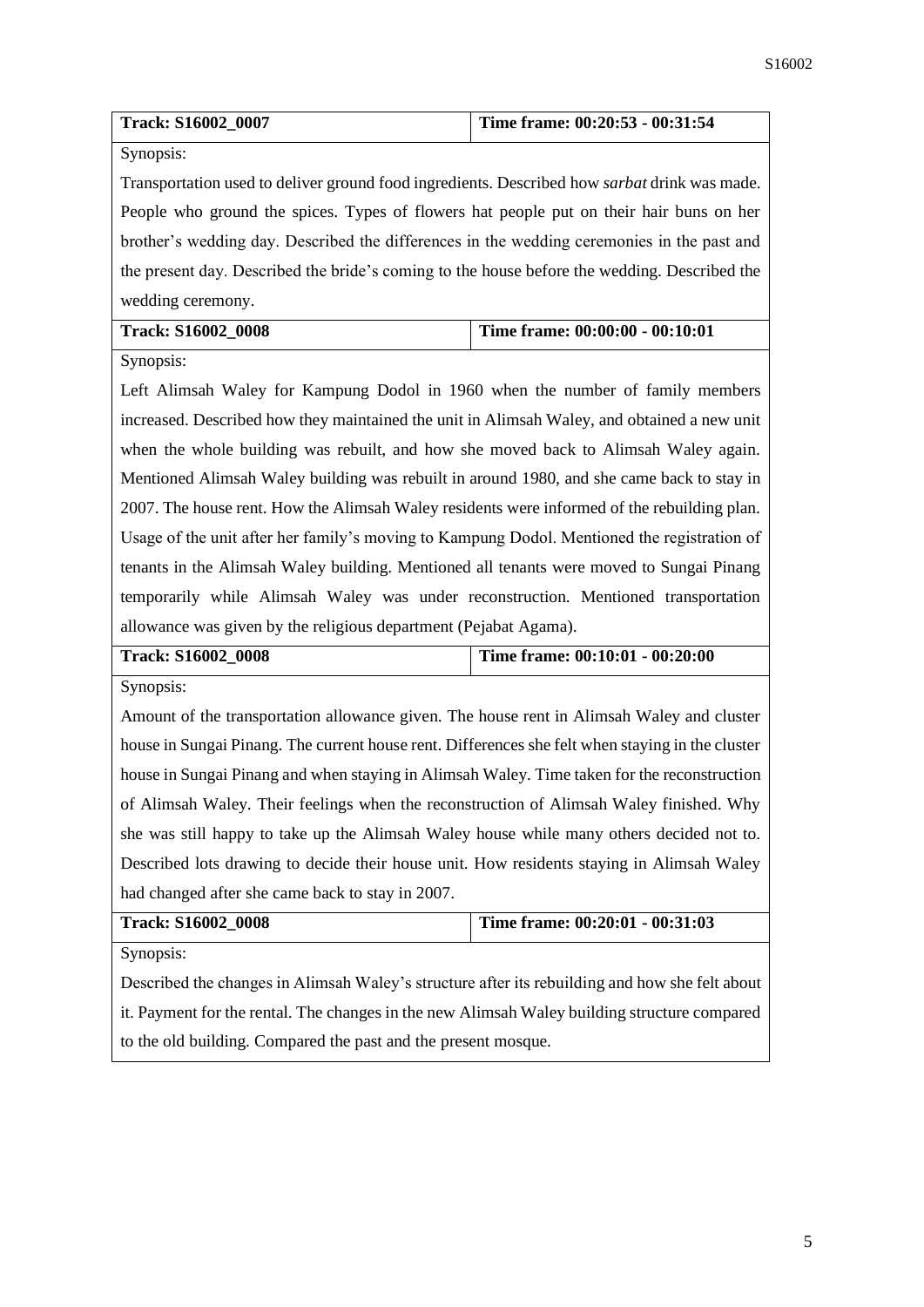| Track: S16002_0007 | Time frame: 00:20:53 - 00:31:54 |
|---|---|
| Synopsis:<br>Transportation used to deliver ground food ingredients. Described how *sarbat* drink was made. People who ground the spices. Types of flowers hat people put on their hair buns on her brother's wedding day. Described the differences in the wedding ceremonies in the past and the present day. Described the bride's coming to the house before the wedding. Described the wedding ceremony. | |
| **Track: S16002_0008** | **Time frame: 00:00:00 - 00:10:01** |
| Synopsis:<br>Left Alimsah Waley for Kampung Dodol in 1960 when the number of family members increased. Described how they maintained the unit in Alimsah Waley, and obtained a new unit when the whole building was rebuilt, and how she moved back to Alimsah Waley again. Mentioned Alimsah Waley building was rebuilt in around 1980, and she came back to stay in 2007. The house rent. How the Alimsah Waley residents were informed of the rebuilding plan. Usage of the unit after her family's moving to Kampung Dodol. Mentioned the registration of tenants in the Alimsah Waley building. Mentioned all tenants were moved to Sungai Pinang temporarily while Alimsah Waley was under reconstruction. Mentioned transportation allowance was given by the religious department (Pejabat Agama). | |
| **Track: S16002_0008** | **Time frame: 00:10:01 - 00:20:00** |
| Synopsis:<br>Amount of the transportation allowance given. The house rent in Alimsah Waley and cluster house in Sungai Pinang. The current house rent. Differences she felt when staying in the cluster house in Sungai Pinang and when staying in Alimsah Waley. Time taken for the reconstruction of Alimsah Waley. Their feelings when the reconstruction of Alimsah Waley finished. Why she was still happy to take up the Alimsah Waley house while many others decided not to. Described lots drawing to decide their house unit. How residents staying in Alimsah Waley had changed after she came back to stay in 2007. | |
| **Track: S16002_0008** | **Time frame: 00:20:01 - 00:31:03** |
| Synopsis:<br>Described the changes in Alimsah Waley's structure after its rebuilding and how she felt about it. Payment for the rental. The changes in the new Alimsah Waley building structure compared to the old building. Compared the past and the present mosque. | |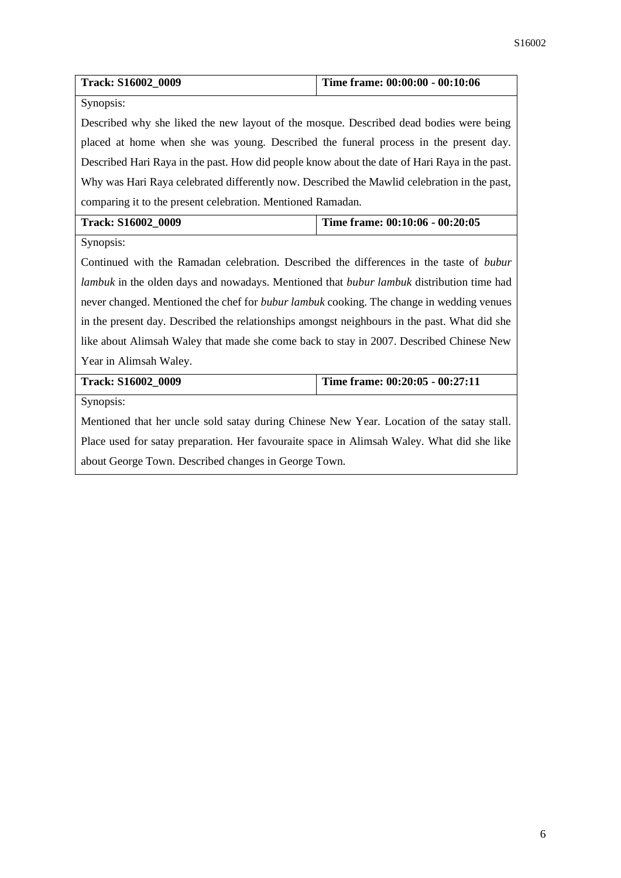| **Track: S16002_0009** | **Time frame: 00:00:00 - 00:10:06** |
|---|---|
| Synopsis: | |
| Described why she liked the new layout of the mosque. Described dead bodies were being placed at home when she was young. Described the funeral process in the present day. Described Hari Raya in the past. How did people know about the date of Hari Raya in the past. Why was Hari Raya celebrated differently now. Described the Mawlid celebration in the past, comparing it to the present celebration. Mentioned Ramadan. | |

| **Track: S16002_0009** | **Time frame: 00:10:06 - 00:20:05** |
|---|---|
| Synopsis: | |
| Continued with the Ramadan celebration. Described the differences in the taste of *bubur lambuk* in the olden days and nowadays. Mentioned that *bubur lambuk* distribution time had never changed. Mentioned the chef for *bubur lambuk* cooking. The change in wedding venues in the present day. Described the relationships amongst neighbours in the past. What did she like about Alimsah Waley that made she come back to stay in 2007. Described Chinese New Year in Alimsah Waley. | |

| **Track: S16002_0009** | **Time frame: 00:20:05 - 00:27:11** |
|---|---|
| Synopsis: | |
| Mentioned that her uncle sold satay during Chinese New Year. Location of the satay stall. Place used for satay preparation. Her favouraite space in Alimsah Waley. What did she like about George Town. Described changes in George Town. | |